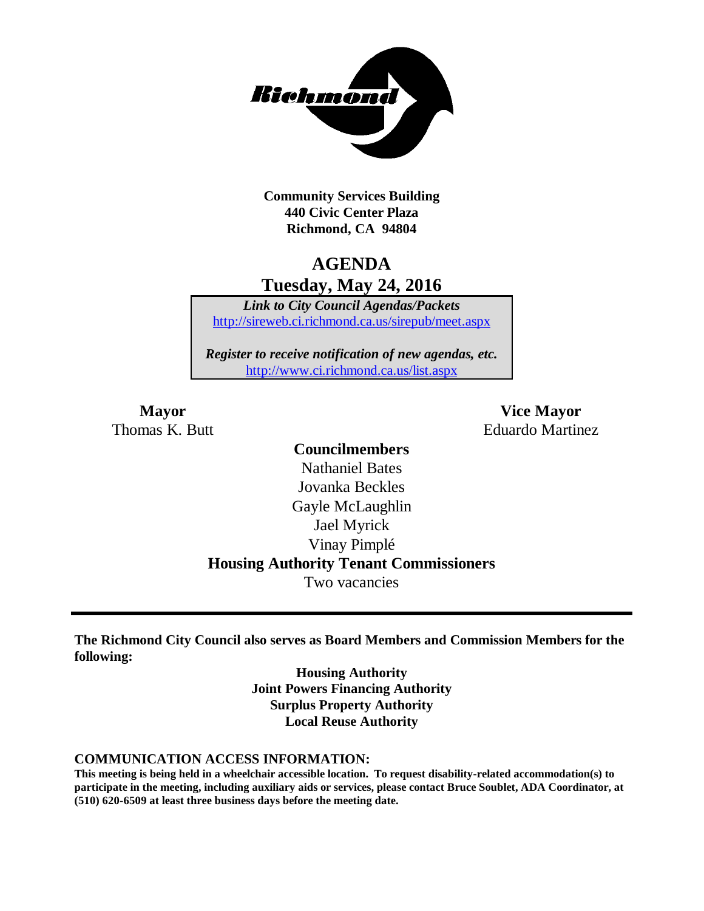Community Services Building
440 Civic Center Plaza
Richmond, CA 94804

# AGENDA
## Tuesday, May 24, 2016

*Link to City Council Agendas/Packets*
http://sireweb.ci.richmond.ca.us/sirepub/meet.aspx

*Register to receive notification of new agendas, etc.*
http://www.ci.richmond.ca.us/list.aspx

**Mayor**
Thomas K. Butt

**Vice Mayor**
Eduardo Martinez

**Councilmembers**
Nathaniel Bates
Jovanka Beckles
Gayle McLaughlin
Jael Myrick
Vinay Pimplé

**Housing Authority Tenant Commissioners**
Two vacancies

---

**The Richmond City Council also serves as Board Members and Commission Members for the following:**

**Housing Authority**
**Joint Powers Financing Authority**
**Surplus Property Authority**
**Local Reuse Authority**

### COMMUNICATION ACCESS INFORMATION:

**This meeting is being held in a wheelchair accessible location. To request disability-related accommodation(s) to participate in the meeting, including auxiliary aids or services, please contact Bruce Soublet, ADA Coordinator, at (510) 620-6509 at least three business days before the meeting date.**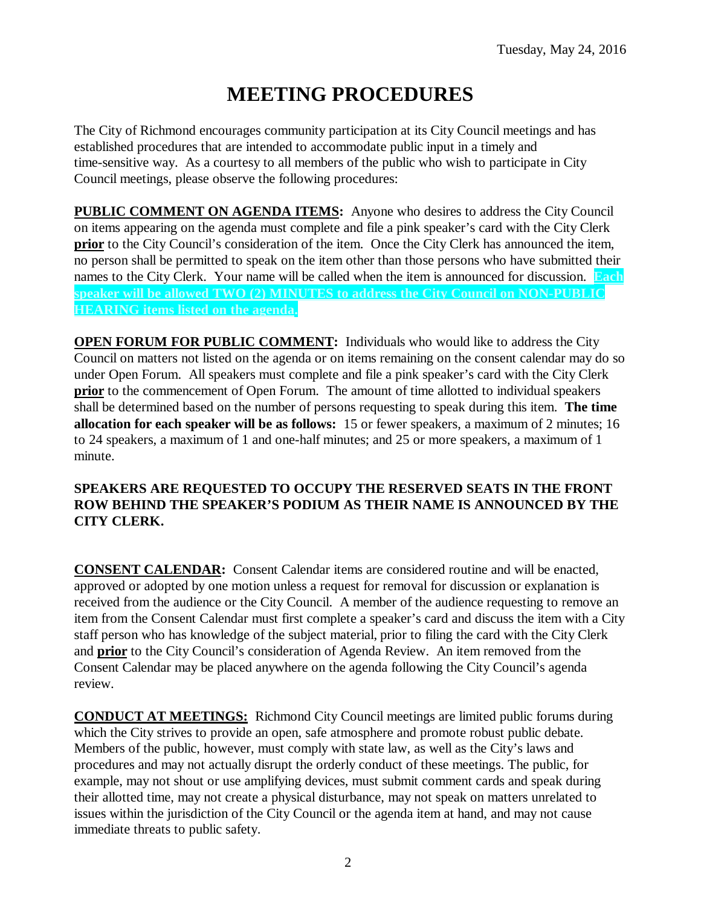Tuesday, May 24, 2016

# MEETING PROCEDURES

The City of Richmond encourages community participation at its City Council meetings and has established procedures that are intended to accommodate public input in a timely and time-sensitive way. As a courtesy to all members of the public who wish to participate in City Council meetings, please observe the following procedures:

**PUBLIC COMMENT ON AGENDA ITEMS:** Anyone who desires to address the City Council on items appearing on the agenda must complete and file a pink speaker's card with the City Clerk **prior** to the City Council's consideration of the item. Once the City Clerk has announced the item, no person shall be permitted to speak on the item other than those persons who have submitted their names to the City Clerk. Your name will be called when the item is announced for discussion. **Each speaker will be allowed TWO (2) MINUTES to address the City Council on NON-PUBLIC HEARING items listed on the agenda.**

**OPEN FORUM FOR PUBLIC COMMENT:** Individuals who would like to address the City Council on matters not listed on the agenda or on items remaining on the consent calendar may do so under Open Forum. All speakers must complete and file a pink speaker's card with the City Clerk **prior** to the commencement of Open Forum. The amount of time allotted to individual speakers shall be determined based on the number of persons requesting to speak during this item. **The time allocation for each speaker will be as follows:** 15 or fewer speakers, a maximum of 2 minutes; 16 to 24 speakers, a maximum of 1 and one-half minutes; and 25 or more speakers, a maximum of 1 minute.

**SPEAKERS ARE REQUESTED TO OCCUPY THE RESERVED SEATS IN THE FRONT ROW BEHIND THE SPEAKER'S PODIUM AS THEIR NAME IS ANNOUNCED BY THE CITY CLERK.**

**CONSENT CALENDAR:** Consent Calendar items are considered routine and will be enacted, approved or adopted by one motion unless a request for removal for discussion or explanation is received from the audience or the City Council. A member of the audience requesting to remove an item from the Consent Calendar must first complete a speaker's card and discuss the item with a City staff person who has knowledge of the subject material, prior to filing the card with the City Clerk and **prior** to the City Council's consideration of Agenda Review. An item removed from the Consent Calendar may be placed anywhere on the agenda following the City Council's agenda review.

**CONDUCT AT MEETINGS:** Richmond City Council meetings are limited public forums during which the City strives to provide an open, safe atmosphere and promote robust public debate. Members of the public, however, must comply with state law, as well as the City's laws and procedures and may not actually disrupt the orderly conduct of these meetings. The public, for example, may not shout or use amplifying devices, must submit comment cards and speak during their allotted time, may not create a physical disturbance, may not speak on matters unrelated to issues within the jurisdiction of the City Council or the agenda item at hand, and may not cause immediate threats to public safety.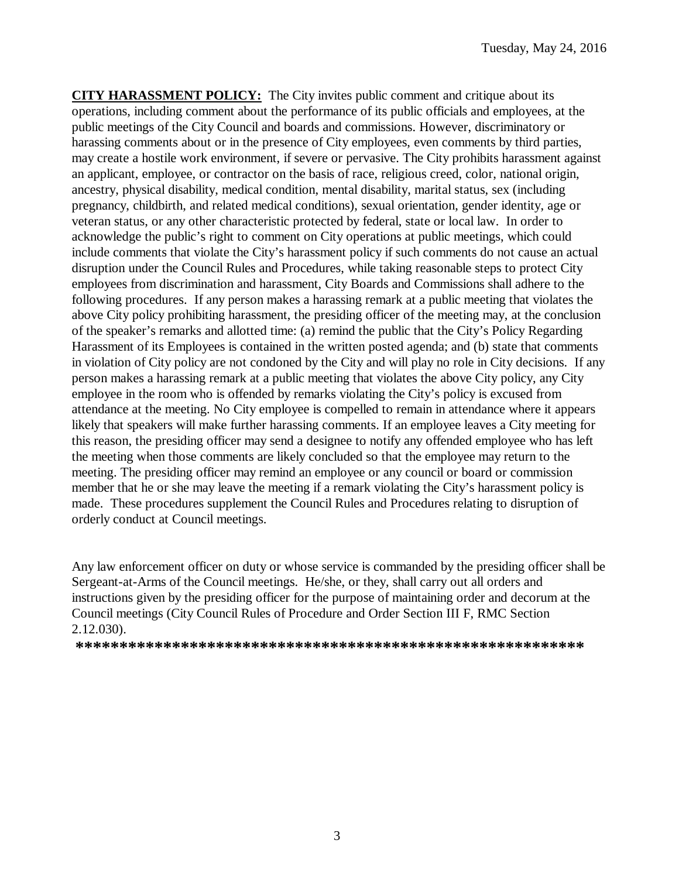**CITY HARASSMENT POLICY:** The City invites public comment and critique about its operations, including comment about the performance of its public officials and employees, at the public meetings of the City Council and boards and commissions. However, discriminatory or harassing comments about or in the presence of City employees, even comments by third parties, may create a hostile work environment, if severe or pervasive. The City prohibits harassment against an applicant, employee, or contractor on the basis of race, religious creed, color, national origin, ancestry, physical disability, medical condition, mental disability, marital status, sex (including pregnancy, childbirth, and related medical conditions), sexual orientation, gender identity, age or veteran status, or any other characteristic protected by federal, state or local law. In order to acknowledge the public's right to comment on City operations at public meetings, which could include comments that violate the City's harassment policy if such comments do not cause an actual disruption under the Council Rules and Procedures, while taking reasonable steps to protect City employees from discrimination and harassment, City Boards and Commissions shall adhere to the following procedures. If any person makes a harassing remark at a public meeting that violates the above City policy prohibiting harassment, the presiding officer of the meeting may, at the conclusion of the speaker's remarks and allotted time: (a) remind the public that the City's Policy Regarding Harassment of its Employees is contained in the written posted agenda; and (b) state that comments in violation of City policy are not condoned by the City and will play no role in City decisions. If any person makes a harassing remark at a public meeting that violates the above City policy, any City employee in the room who is offended by remarks violating the City's policy is excused from attendance at the meeting. No City employee is compelled to remain in attendance where it appears likely that speakers will make further harassing comments. If an employee leaves a City meeting for this reason, the presiding officer may send a designee to notify any offended employee who has left the meeting when those comments are likely concluded so that the employee may return to the meeting. The presiding officer may remind an employee or any council or board or commission member that he or she may leave the meeting if a remark violating the City's harassment policy is made. These procedures supplement the Council Rules and Procedures relating to disruption of orderly conduct at Council meetings.

Any law enforcement officer on duty or whose service is commanded by the presiding officer shall be Sergeant-at-Arms of the Council meetings. He/she, or they, shall carry out all orders and instructions given by the presiding officer for the purpose of maintaining order and decorum at the Council meetings (City Council Rules of Procedure and Order Section III F, RMC Section 2.12.030).

**\*\*\*\*\*\*\*\*\*\*\*\*\*\*\*\*\*\*\*\*\*\*\*\*\*\*\*\*\*\*\*\*\*\*\*\*\*\*\*\*\*\*\*\*\*\*\*\*\*\*\*\*\*\*\*\*\*\*\*\***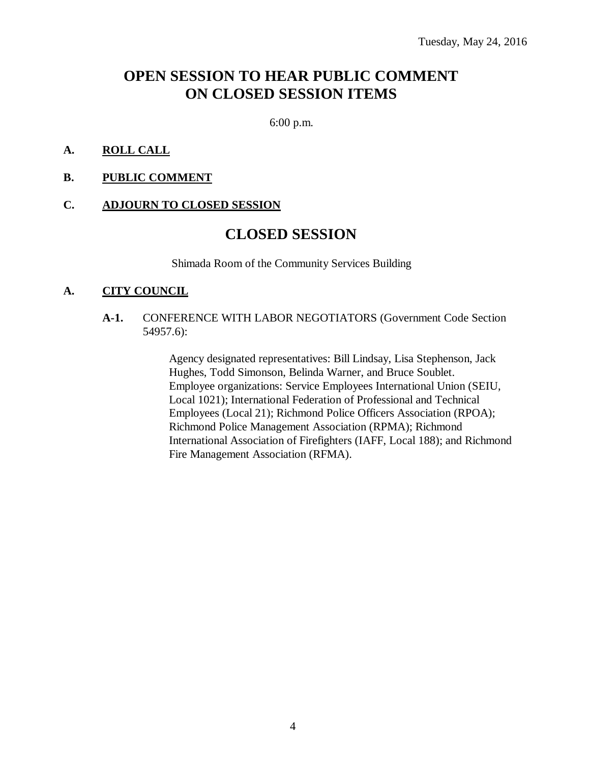Tuesday, May 24, 2016

# OPEN SESSION TO HEAR PUBLIC COMMENT ON CLOSED SESSION ITEMS

6:00 p.m.

**A. ROLL CALL**

**B. PUBLIC COMMENT**

**C. ADJOURN TO CLOSED SESSION**

# CLOSED SESSION

Shimada Room of the Community Services Building

**A. CITY COUNCIL**

**A-1.** CONFERENCE WITH LABOR NEGOTIATORS (Government Code Section 54957.6):

Agency designated representatives: Bill Lindsay, Lisa Stephenson, Jack Hughes, Todd Simonson, Belinda Warner, and Bruce Soublet. Employee organizations: Service Employees International Union (SEIU, Local 1021); International Federation of Professional and Technical Employees (Local 21); Richmond Police Officers Association (RPOA); Richmond Police Management Association (RPMA); Richmond International Association of Firefighters (IAFF, Local 188); and Richmond Fire Management Association (RFMA).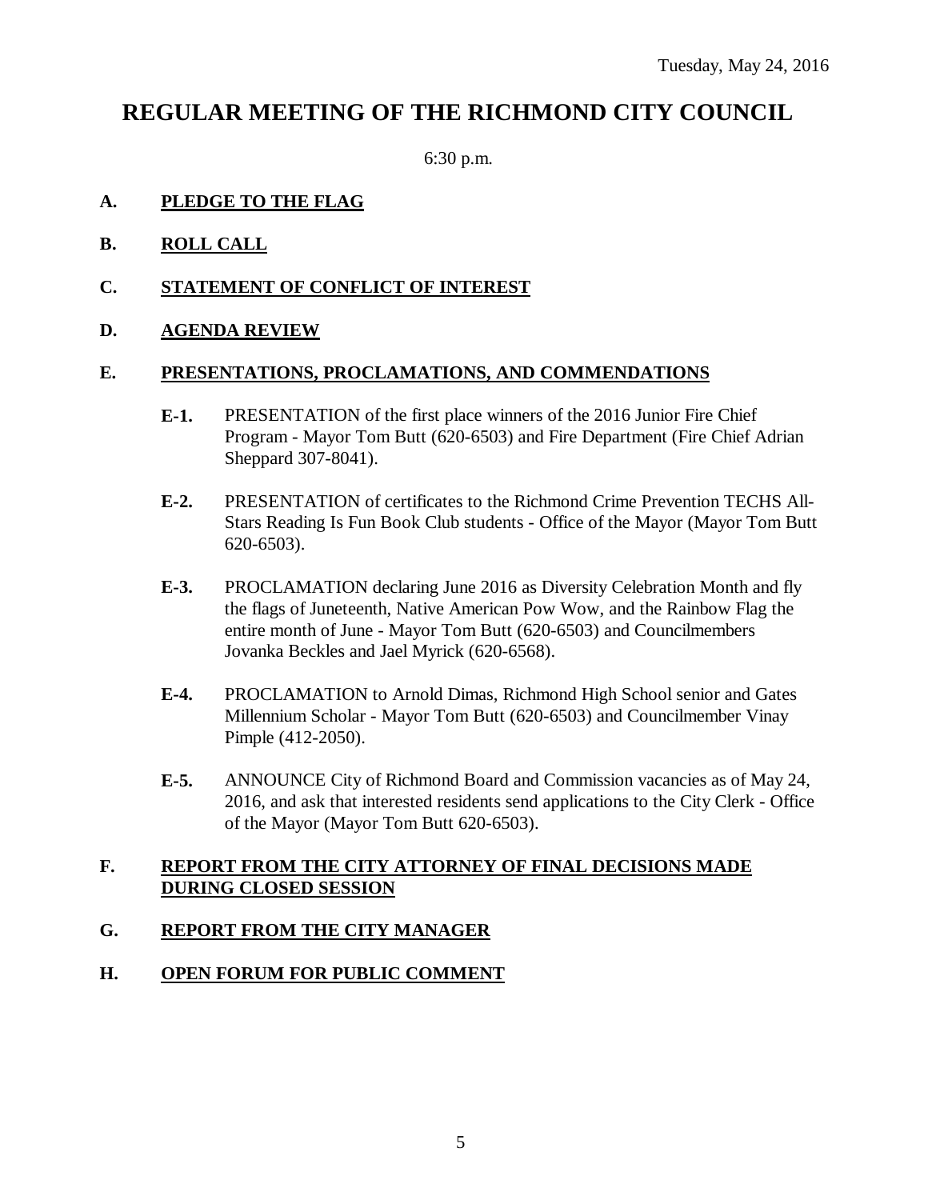Tuesday, May 24, 2016

# REGULAR MEETING OF THE RICHMOND CITY COUNCIL

6:30 p.m.

**A. PLEDGE TO THE FLAG**

**B. ROLL CALL**

**C. STATEMENT OF CONFLICT OF INTEREST**

**D. AGENDA REVIEW**

**E. PRESENTATIONS, PROCLAMATIONS, AND COMMENDATIONS**

**E-1.** PRESENTATION of the first place winners of the 2016 Junior Fire Chief Program - Mayor Tom Butt (620-6503) and Fire Department (Fire Chief Adrian Sheppard 307-8041).

**E-2.** PRESENTATION of certificates to the Richmond Crime Prevention TECHS All-Stars Reading Is Fun Book Club students - Office of the Mayor (Mayor Tom Butt 620-6503).

**E-3.** PROCLAMATION declaring June 2016 as Diversity Celebration Month and fly the flags of Juneteenth, Native American Pow Wow, and the Rainbow Flag the entire month of June - Mayor Tom Butt (620-6503) and Councilmembers Jovanka Beckles and Jael Myrick (620-6568).

**E-4.** PROCLAMATION to Arnold Dimas, Richmond High School senior and Gates Millennium Scholar - Mayor Tom Butt (620-6503) and Councilmember Vinay Pimple (412-2050).

**E-5.** ANNOUNCE City of Richmond Board and Commission vacancies as of May 24, 2016, and ask that interested residents send applications to the City Clerk - Office of the Mayor (Mayor Tom Butt 620-6503).

**F. REPORT FROM THE CITY ATTORNEY OF FINAL DECISIONS MADE DURING CLOSED SESSION**

**G. REPORT FROM THE CITY MANAGER**

**H. OPEN FORUM FOR PUBLIC COMMENT**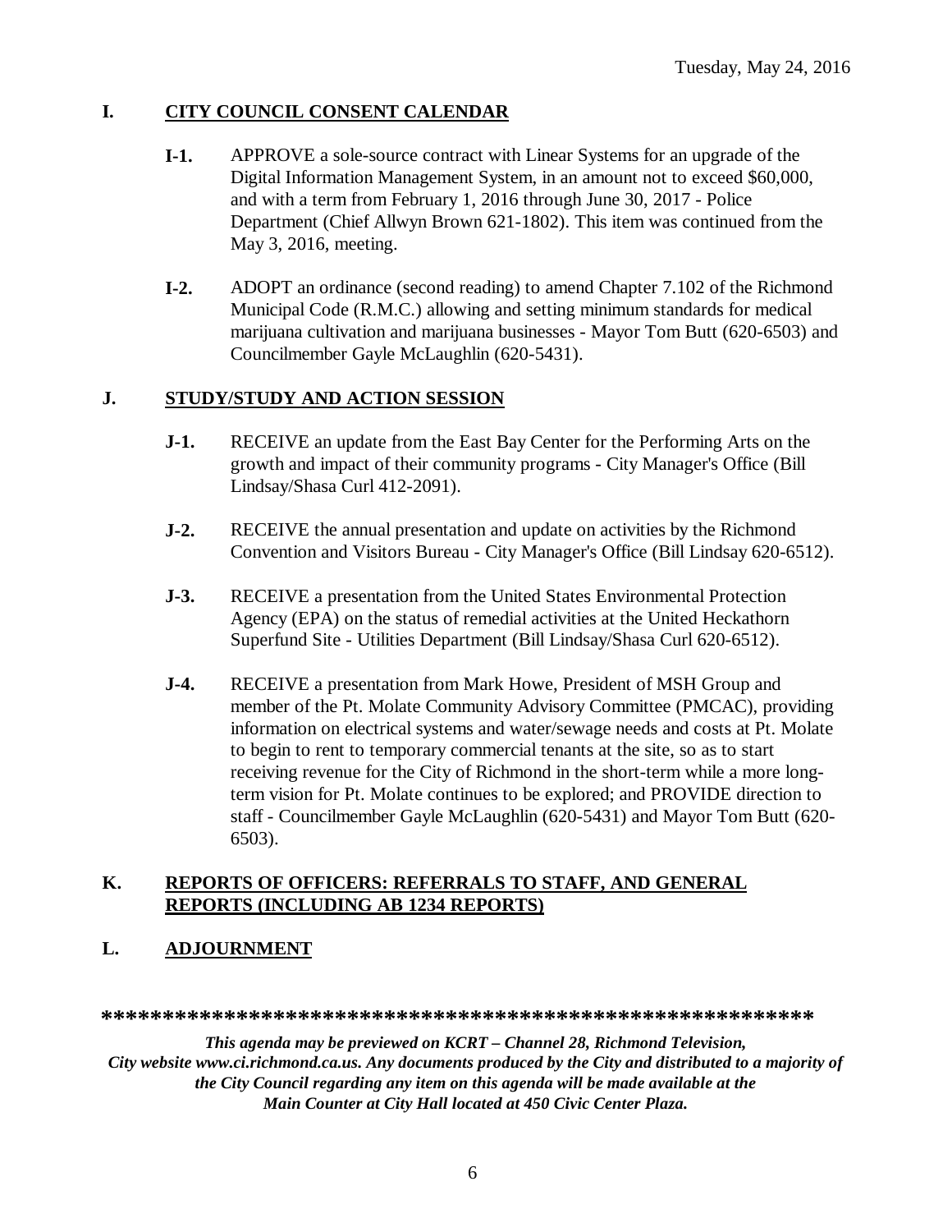Tuesday, May 24, 2016

## I. CITY COUNCIL CONSENT CALENDAR

**I-1.** APPROVE a sole-source contract with Linear Systems for an upgrade of the Digital Information Management System, in an amount not to exceed $60,000, and with a term from February 1, 2016 through June 30, 2017 - Police Department (Chief Allwyn Brown 621-1802). This item was continued from the May 3, 2016, meeting.

**I-2.** ADOPT an ordinance (second reading) to amend Chapter 7.102 of the Richmond Municipal Code (R.M.C.) allowing and setting minimum standards for medical marijuana cultivation and marijuana businesses - Mayor Tom Butt (620-6503) and Councilmember Gayle McLaughlin (620-5431).

## J. STUDY/STUDY AND ACTION SESSION

**J-1.** RECEIVE an update from the East Bay Center for the Performing Arts on the growth and impact of their community programs - City Manager's Office (Bill Lindsay/Shasa Curl 412-2091).

**J-2.** RECEIVE the annual presentation and update on activities by the Richmond Convention and Visitors Bureau - City Manager's Office (Bill Lindsay 620-6512).

**J-3.** RECEIVE a presentation from the United States Environmental Protection Agency (EPA) on the status of remedial activities at the United Heckathorn Superfund Site - Utilities Department (Bill Lindsay/Shasa Curl 620-6512).

**J-4.** RECEIVE a presentation from Mark Howe, President of MSH Group and member of the Pt. Molate Community Advisory Committee (PMCAC), providing information on electrical systems and water/sewage needs and costs at Pt. Molate to begin to rent to temporary commercial tenants at the site, so as to start receiving revenue for the City of Richmond in the short-term while a more long-term vision for Pt. Molate continues to be explored; and PROVIDE direction to staff - Councilmember Gayle McLaughlin (620-5431) and Mayor Tom Butt (620-6503).

## K. REPORTS OF OFFICERS: REFERRALS TO STAFF, AND GENERAL REPORTS (INCLUDING AB 1234 REPORTS)

## L. ADJOURNMENT

**\*\*\*\*\*\*\*\*\*\*\*\*\*\*\*\*\*\*\*\*\*\*\*\*\*\*\*\*\*\*\*\*\*\*\*\*\*\*\*\*\*\*\*\*\*\*\*\*\*\*\*\*\*\*\*\*\*\***

***This agenda may be previewed on KCRT – Channel 28, Richmond Television, City website www.ci.richmond.ca.us. Any documents produced by the City and distributed to a majority of the City Council regarding any item on this agenda will be made available at the Main Counter at City Hall located at 450 Civic Center Plaza.***